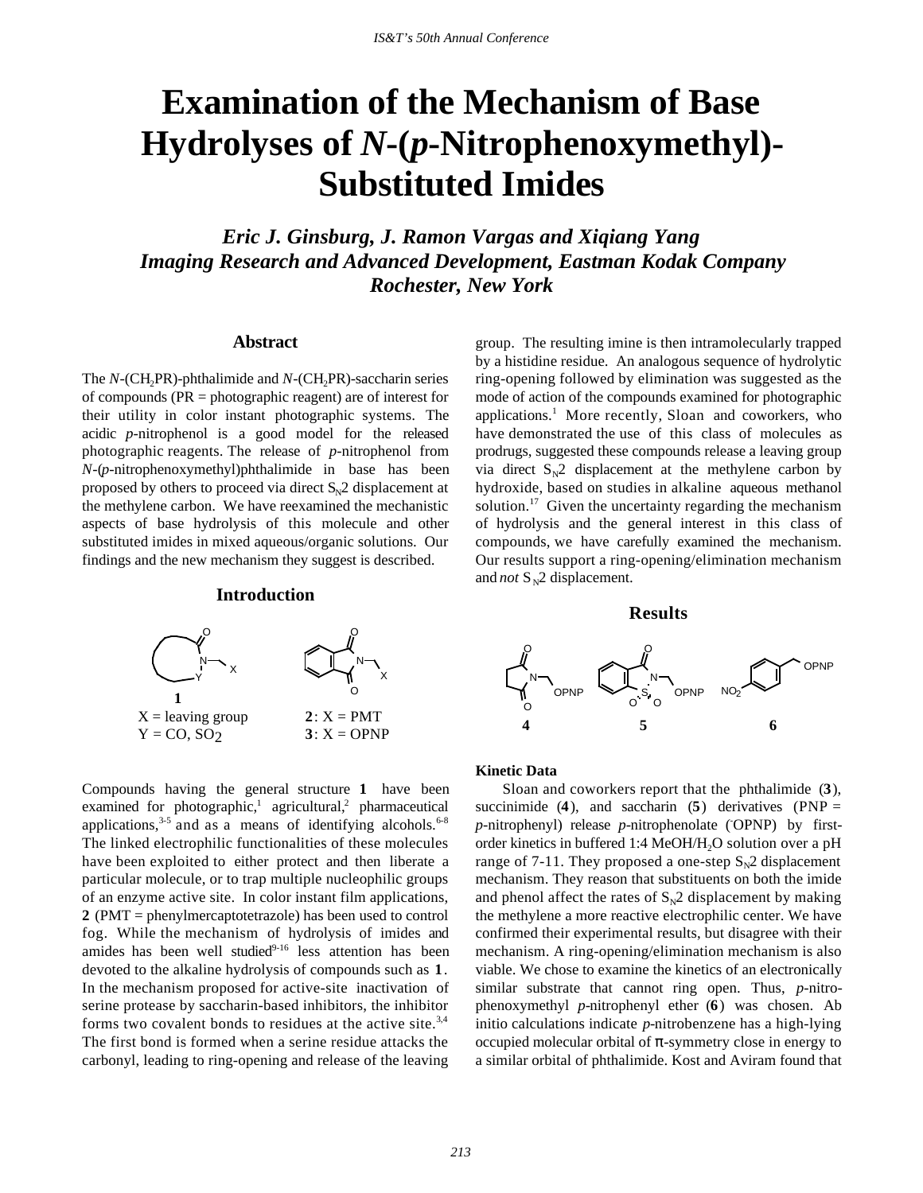# Examination of the Mechanism of Base Hydrolyses of *N*-(*p*-Nitrophenoxymethyl)-Substituted Imides

***Eric J. Ginsburg, J. Ramon Vargas and Xiqiang Yang***
***Imaging Research and Advanced Development, Eastman Kodak Company***
***Rochester, New York***

## Abstract

The *N*-($CH_2PR$)-phthalimide and *N*-($CH_2PR$)-saccharin series of compounds (PR = photographic reagent) are of interest for their utility in color instant photographic systems. The acidic *p*-nitrophenol is a good model for the released photographic reagents. The release of *p*-nitrophenol from *N*-(*p*-nitrophenoxymethyl)phthalimide in base has been proposed by others to proceed via direct $S_N2$ displacement at the methylene carbon. We have reexamined the mechanistic aspects of base hydrolysis of this molecule and other substituted imides in mixed aqueous/organic solutions. Our findings and the new mechanism they suggest is described.

## Introduction

**1**
X = leaving group
Y = CO, $SO_2$

**2**: X = PMT
**3**: X = OPNP

Compounds having the general structure **1** have been examined for photographic,[1] agricultural,[2] pharmaceutical applications,[3-5] and as a means of identifying alcohols.[6-8] The linked electrophilic functionalities of these molecules have been exploited to either protect and then liberate a particular molecule, or to trap multiple nucleophilic groups of an enzyme active site. In color instant film applications, **2** (PMT = phenylmercaptotetrazole) has been used to control fog. While the mechanism of hydrolysis of imides and amides has been well studied[9-16] less attention has been devoted to the alkaline hydrolysis of compounds such as **1**. In the mechanism proposed for active-site inactivation of serine protease by saccharin-based inhibitors, the inhibitor forms two covalent bonds to residues at the active site.[3,4] The first bond is formed when a serine residue attacks the carbonyl, leading to ring-opening and release of the leaving group. The resulting imine is then intramolecularly trapped by a histidine residue. An analogous sequence of hydrolytic ring-opening followed by elimination was suggested as the mode of action of the compounds examined for photographic applications.[1] More recently, Sloan and coworkers, who have demonstrated the use of this class of molecules as prodrugs, suggested these compounds release a leaving group via direct $S_N2$ displacement at the methylene carbon by hydroxide, based on studies in alkaline aqueous methanol solution.[17] Given the uncertainty regarding the mechanism of hydrolysis and the general interest in this class of compounds, we have carefully examined the mechanism. Our results support a ring-opening/elimination mechanism and *not* $S_N2$ displacement.

## Results

**4** **5** **6**

### Kinetic Data

Sloan and coworkers report that the phthalimide (**3**), succinimide (**4**), and saccharin (**5**) derivatives (PNP = *p*-nitrophenyl) release *p*-nitrophenolate ($^-$OPNP) by first-order kinetics in buffered 1:4 $MeOH/H_2O$ solution over a pH range of 7-11. They proposed a one-step $S_N2$ displacement mechanism. They reason that substituents on both the imide and phenol affect the rates of $S_N2$ displacement by making the methylene a more reactive electrophilic center. We have confirmed their experimental results, but disagree with their mechanism. A ring-opening/elimination mechanism is also viable. We chose to examine the kinetics of an electronically similar substrate that cannot ring open. Thus, *p*-nitrophenoxymethyl *p*-nitrophenyl ether (**6**) was chosen. Ab initio calculations indicate *p*-nitrobenzene has a high-lying occupied molecular orbital of π-symmetry close in energy to a similar orbital of phthalimide. Kost and Aviram found that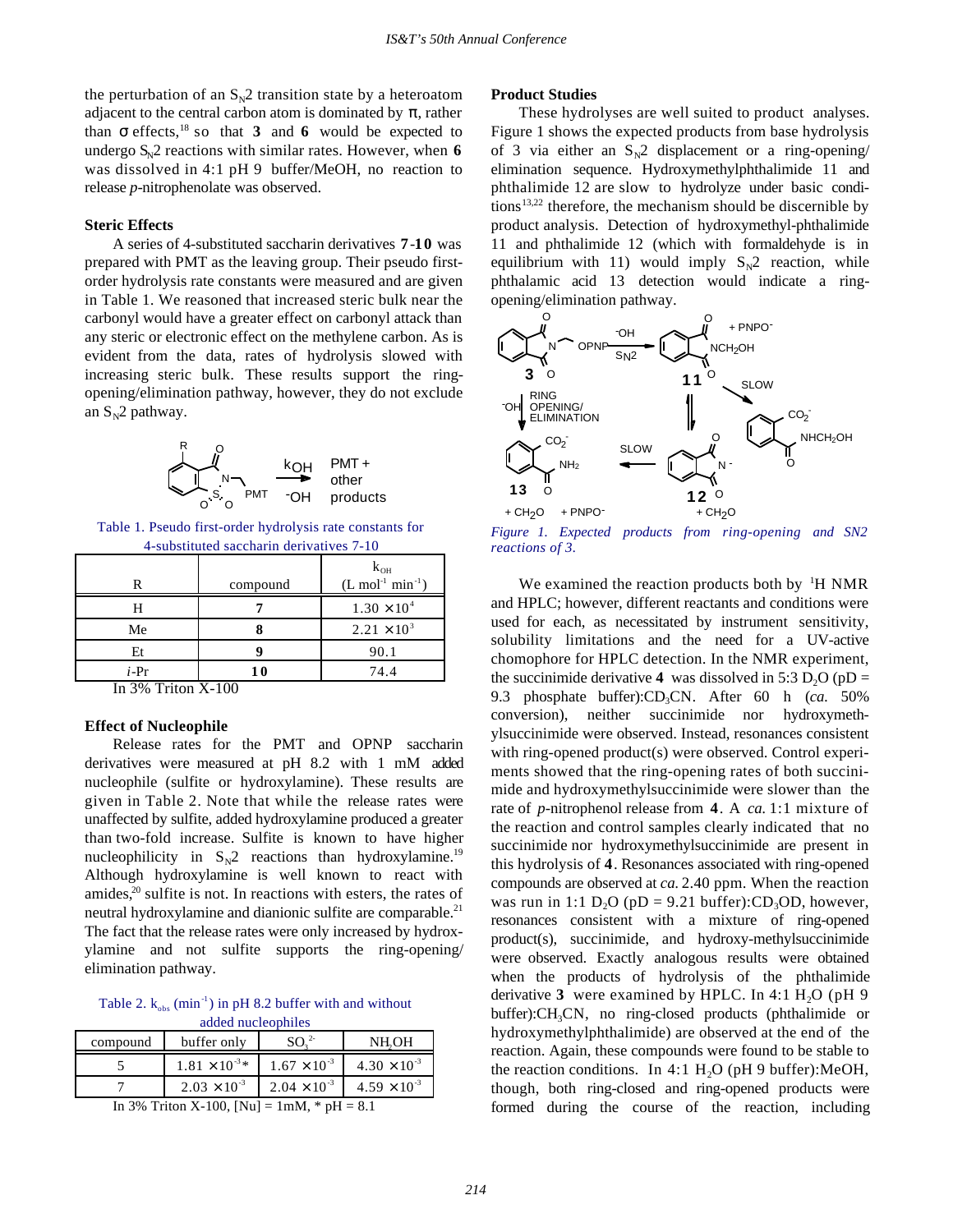the perturbation of an $S_N2$ transition state by a heteroatom adjacent to the central carbon atom is dominated by π, rather than σ effects,[18] so that **3** and **6** would be expected to undergo $S_N2$ reactions with similar rates. However, when **6** was dissolved in 4:1 pH 9 buffer/MeOH, no reaction to release *p*-nitrophenolate was observed.

### Steric Effects

A series of 4-substituted saccharin derivatives **7**-**10** was prepared with PMT as the leaving group. Their pseudo first-order hydrolysis rate constants were measured and are given in Table 1. We reasoned that increased steric bulk near the carbonyl would have a greater effect on carbonyl attack than any steric or electronic effect on the methylene carbon. As is evident from the data, rates of hydrolysis slowed with increasing steric bulk. These results support the ring-opening/elimination pathway, however, they do not exclude an $S_N2$ pathway.

Table 1. Pseudo first-order hydrolysis rate constants for 4-substituted saccharin derivatives 7-10

| R | compound | $k_{OH}$ ($L\ mol^{-1}\ min^{-1}$) |
|---|---|---|
| H | **7** | $1.30 \times 10^4$ |
| Me | **8** | $2.21 \times 10^3$ |
| Et | **9** | 90.1 |
| *i*-Pr | **10** | 74.4 |

In 3% Triton X-100

### Effect of Nucleophile

Release rates for the PMT and OPNP saccharin derivatives were measured at pH 8.2 with 1 mM added nucleophile (sulfite or hydroxylamine). These results are given in Table 2. Note that while the release rates were unaffected by sulfite, added hydroxylamine produced a greater than two-fold increase. Sulfite is known to have higher nucleophilicity in $S_N2$ reactions than hydroxylamine.[19] Although hydroxylamine is well known to react with amides,[20] sulfite is not. In reactions with esters, the rates of neutral hydroxylamine and dianionic sulfite are comparable.[21] The fact that the release rates were only increased by hydroxylamine and not sulfite supports the ring-opening/elimination pathway.

Table 2. $k_{obs}$ ($min^{-1}$) in pH 8.2 buffer with and without added nucleophiles

| compound | buffer only | $SO_3^{2-}$ | $NH_2OH$ |
|---|---|---|---|
| 5 | $1.81 \times 10^{-3}$* | $1.67 \times 10^{-3}$ | $4.30 \times 10^{-3}$ |
| 7 | $2.03 \times 10^{-3}$ | $2.04 \times 10^{-3}$ | $4.59 \times 10^{-3}$ |

In 3% Triton X-100, [Nu] = 1mM, * pH = 8.1

### Product Studies

These hydrolyses are well suited to product analyses. Figure 1 shows the expected products from base hydrolysis of 3 via either an $S_N2$ displacement or a ring-opening/elimination sequence. Hydroxymethylphthalimide 11 and phthalimide 12 are slow to hydrolyze under basic conditions[13,22] therefore, the mechanism should be discernible by product analysis. Detection of hydroxymethyl-phthalimide 11 and phthalimide 12 (which with formaldehyde is in equilibrium with 11) would imply $S_N2$ reaction, while phthalamic acid 13 detection would indicate a ring-opening/elimination pathway.

*Figure 1. Expected products from ring-opening and SN2 reactions of 3.*

We examined the reaction products both by [1]H NMR and HPLC; however, different reactants and conditions were used for each, as necessitated by instrument sensitivity, solubility limitations and the need for a UV-active chomophore for HPLC detection. In the NMR experiment, the succinimide derivative **4** was dissolved in 5:3 $D_2O$ (pD = 9.3 phosphate buffer):$CD_3CN$. After 60 h (*ca.* 50% conversion), neither succinimide nor hydroxymethylsuccinimide were observed. Instead, resonances consistent with ring-opened product(s) were observed. Control experiments showed that the ring-opening rates of both succinimide and hydroxymethylsuccinimide were slower than the rate of *p*-nitrophenol release from **4**. A *ca.* 1:1 mixture of the reaction and control samples clearly indicated that no succinimide nor hydroxymethylsuccinimide are present in this hydrolysis of **4**. Resonances associated with ring-opened compounds are observed at *ca.* 2.40 ppm. When the reaction was run in 1:1 $D_2O$ (pD = 9.21 buffer):$CD_3OD$, however, resonances consistent with a mixture of ring-opened product(s), succinimide, and hydroxy-methylsuccinimide were observed. Exactly analogous results were obtained when the products of hydrolysis of the phthalimide derivative **3** were examined by HPLC. In 4:1 $H_2O$ (pH 9 buffer):$CH_3CN$, no ring-closed products (phthalimide or hydroxymethylphthalimide) are observed at the end of the reaction. Again, these compounds were found to be stable to the reaction conditions. In 4:1 $H_2O$ (pH 9 buffer):MeOH, though, both ring-closed and ring-opened products were formed during the course of the reaction, including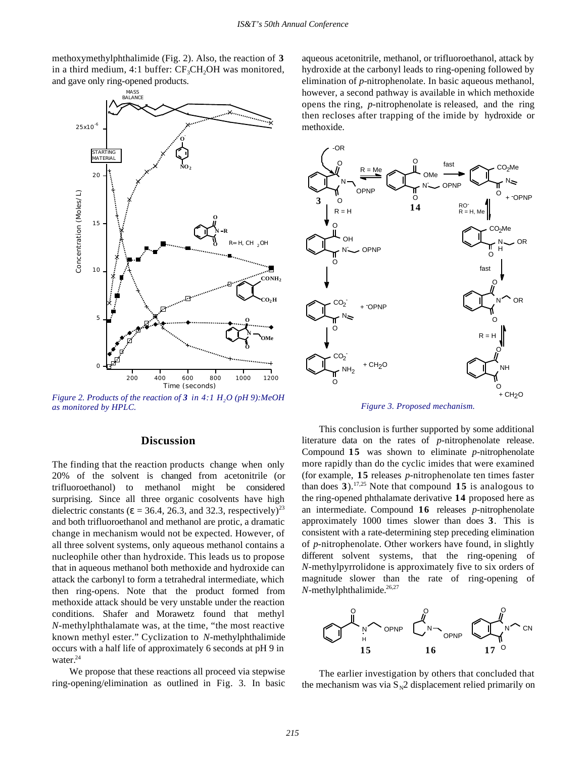methoxymethylphthalimide (Fig. 2). Also, the reaction of **3** in a third medium, 4:1 buffer: $CF_3CH_2OH$ was monitored, and gave only ring-opened products.

*Figure 2. Products of the reaction of **3** in 4:1 $H_2O$ (pH 9):MeOH as monitored by HPLC.*

## Discussion

The finding that the reaction products change when only 20% of the solvent is changed from acetonitrile (or trifluoroethanol) to methanol might be considered surprising. Since all three organic cosolvents have high dielectric constants ($\varepsilon$ = 36.4, 26.3, and 32.3, respectively)[23] and both trifluoroethanol and methanol are protic, a dramatic change in mechanism would not be expected. However, of all three solvent systems, only aqueous methanol contains a nucleophile other than hydroxide. This leads us to propose that in aqueous methanol both methoxide and hydroxide can attack the carbonyl to form a tetrahedral intermediate, which then ring-opens. Note that the product formed from methoxide attack should be very unstable under the reaction conditions. Shafer and Morawetz found that methyl *N*-methylphthalamate was, at the time, "the most reactive known methyl ester." Cyclization to *N*-methylphthalimide occurs with a half life of approximately 6 seconds at pH 9 in water.[24]

We propose that these reactions all proceed via stepwise ring-opening/elimination as outlined in Fig. 3. In basic aqueous acetonitrile, methanol, or trifluoroethanol, attack by hydroxide at the carbonyl leads to ring-opening followed by elimination of *p*-nitrophenolate. In basic aqueous methanol, however, a second pathway is available in which methoxide opens the ring, *p*-nitrophenolate is released, and the ring then recloses after trapping of the imide by hydroxide or methoxide.

*Figure 3. Proposed mechanism.*

This conclusion is further supported by some additional literature data on the rates of *p*-nitrophenolate release. Compound **15** was shown to eliminate *p*-nitrophenolate more rapidly than do the cyclic imides that were examined (for example, **15** releases *p*-nitrophenolate ten times faster than does **3**).[17,25] Note that compound **15** is analogous to the ring-opened phthalamate derivative **14** proposed here as an intermediate. Compound **16** releases *p*-nitrophenolate approximately 1000 times slower than does **3**. This is consistent with a rate-determining step preceding elimination of *p*-nitrophenolate. Other workers have found, in slightly different solvent systems, that the ring-opening of *N*-methylpyrrolidone is approximately five to six orders of magnitude slower than the rate of ring-opening of *N*-methylphthalimide.[26,27]

The earlier investigation by others that concluded that the mechanism was via $S_N2$ displacement relied primarily on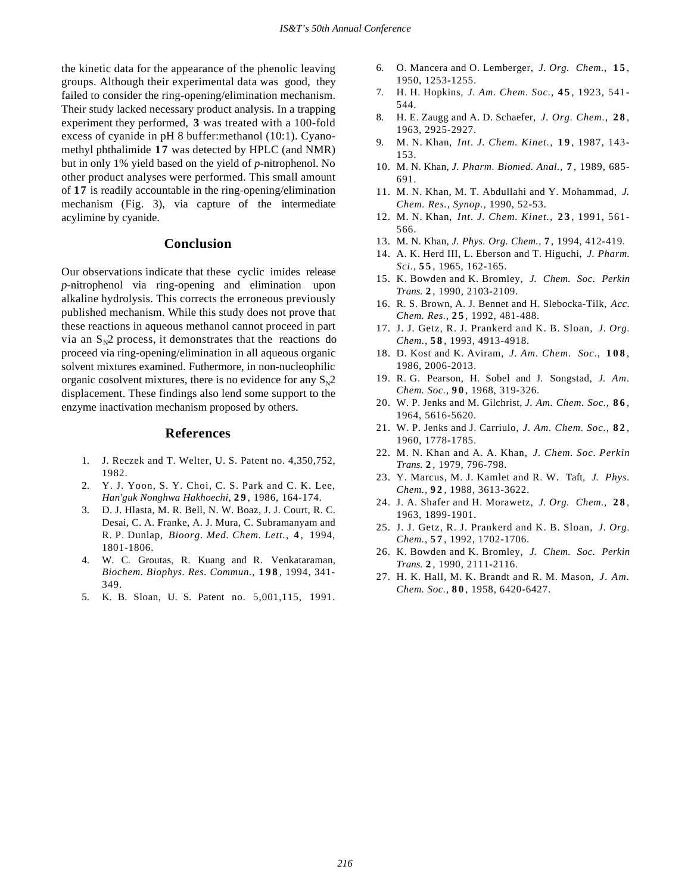the kinetic data for the appearance of the phenolic leaving groups. Although their experimental data was good, they failed to consider the ring-opening/elimination mechanism. Their study lacked necessary product analysis. In a trapping experiment they performed, **3** was treated with a 100-fold excess of cyanide in pH 8 buffer:methanol (10:1). Cyanomethyl phthalimide **17** was detected by HPLC (and NMR) but in only 1% yield based on the yield of *p*-nitrophenol. No other product analyses were performed. This small amount of **17** is readily accountable in the ring-opening/elimination mechanism (Fig. 3), via capture of the intermediate acylimine by cyanide.

## Conclusion

Our observations indicate that these cyclic imides release *p*-nitrophenol via ring-opening and elimination upon alkaline hydrolysis. This corrects the erroneous previously published mechanism. While this study does not prove that these reactions in aqueous methanol cannot proceed in part via an $S_N2$ process, it demonstrates that the reactions do proceed via ring-opening/elimination in all aqueous organic solvent mixtures examined. Futhermore, in non-nucleophilic organic cosolvent mixtures, there is no evidence for any $S_N2$ displacement. These findings also lend some support to the enzyme inactivation mechanism proposed by others.

## References

1. J. Reczek and T. Welter, U. S. Patent no. 4,350,752, 1982.
2. Y. J. Yoon, S. Y. Choi, C. S. Park and C. K. Lee, *Han'guk Nonghwa Hakhoechi*, **29**, 1986, 164-174.
3. D. J. Hlasta, M. R. Bell, N. W. Boaz, J. J. Court, R. C. Desai, C. A. Franke, A. J. Mura, C. Subramanyam and R. P. Dunlap, *Bioorg. Med. Chem. Lett.*, **4**, 1994, 1801-1806.
4. W. C. Groutas, R. Kuang and R. Venkataraman, *Biochem. Biophys. Res. Commun.*, **198**, 1994, 341-349.
5. K. B. Sloan, U. S. Patent no. 5,001,115, 1991.
6. O. Mancera and O. Lemberger, *J. Org. Chem.*, **15**, 1950, 1253-1255.
7. H. H. Hopkins, *J. Am. Chem. Soc.*, **45**, 1923, 541-544.
8. H. E. Zaugg and A. D. Schaefer, *J. Org. Chem.*, **28**, 1963, 2925-2927.
9. M. N. Khan, *Int. J. Chem. Kinet.*, **19**, 1987, 143-153.
10. M. N. Khan, *J. Pharm. Biomed. Anal.*, **7**, 1989, 685-691.
11. M. N. Khan, M. T. Abdullahi and Y. Mohammad, *J. Chem. Res., Synop.*, 1990, 52-53.
12. M. N. Khan, *Int. J. Chem. Kinet.*, **23**, 1991, 561-566.
13. M. N. Khan, *J. Phys. Org. Chem.*, **7**, 1994, 412-419.
14. A. K. Herd III, L. Eberson and T. Higuchi, *J. Pharm. Sci.*, **55**, 1965, 162-165.
15. K. Bowden and K. Bromley, *J. Chem. Soc. Perkin Trans.* **2**, 1990, 2103-2109.
16. R. S. Brown, A. J. Bennet and H. Slebocka-Tilk, *Acc. Chem. Res.*, **25**, 1992, 481-488.
17. J. J. Getz, R. J. Prankerd and K. B. Sloan, *J. Org. Chem.*, **58**, 1993, 4913-4918.
18. D. Kost and K. Aviram, *J. Am. Chem. Soc.*, **108**, 1986, 2006-2013.
19. R. G. Pearson, H. Sobel and J. Songstad, *J. Am. Chem. Soc.*, **90**, 1968, 319-326.
20. W. P. Jenks and M. Gilchrist, *J. Am. Chem. Soc.*, **86**, 1964, 5616-5620.
21. W. P. Jenks and J. Carriulo, *J. Am. Chem. Soc.*, **82**, 1960, 1778-1785.
22. M. N. Khan and A. A. Khan, *J. Chem. Soc. Perkin Trans.* **2**, 1979, 796-798.
23. Y. Marcus, M. J. Kamlet and R. W. Taft, *J. Phys. Chem.*, **92**, 1988, 3613-3622.
24. J. A. Shafer and H. Morawetz, *J. Org. Chem.*, **28**, 1963, 1899-1901.
25. J. J. Getz, R. J. Prankerd and K. B. Sloan, *J. Org. Chem.*, **57**, 1992, 1702-1706.
26. K. Bowden and K. Bromley, *J. Chem. Soc. Perkin Trans.* **2**, 1990, 2111-2116.
27. H. K. Hall, M. K. Brandt and R. M. Mason, *J. Am. Chem. Soc.*, **80**, 1958, 6420-6427.